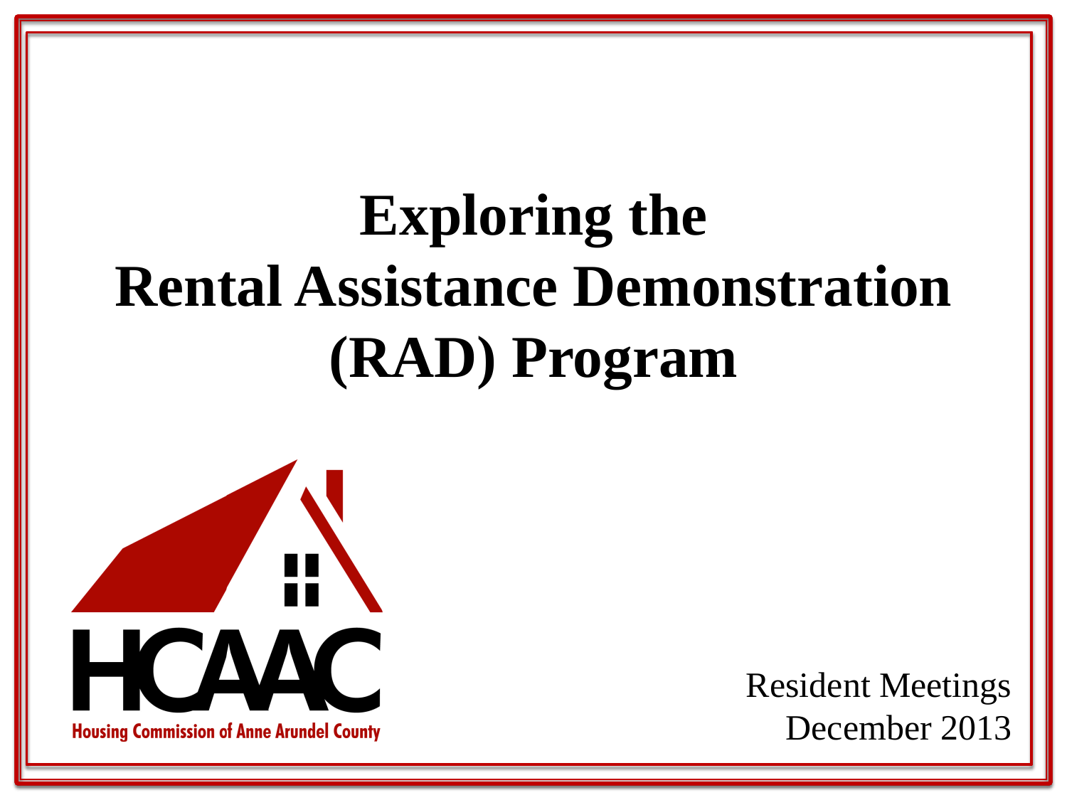# Exploring the Rental Assistance Demonstration (RAD) Program

HCAAC

Housing Commission of Anne Arundel County

Resident Meetings
December 2013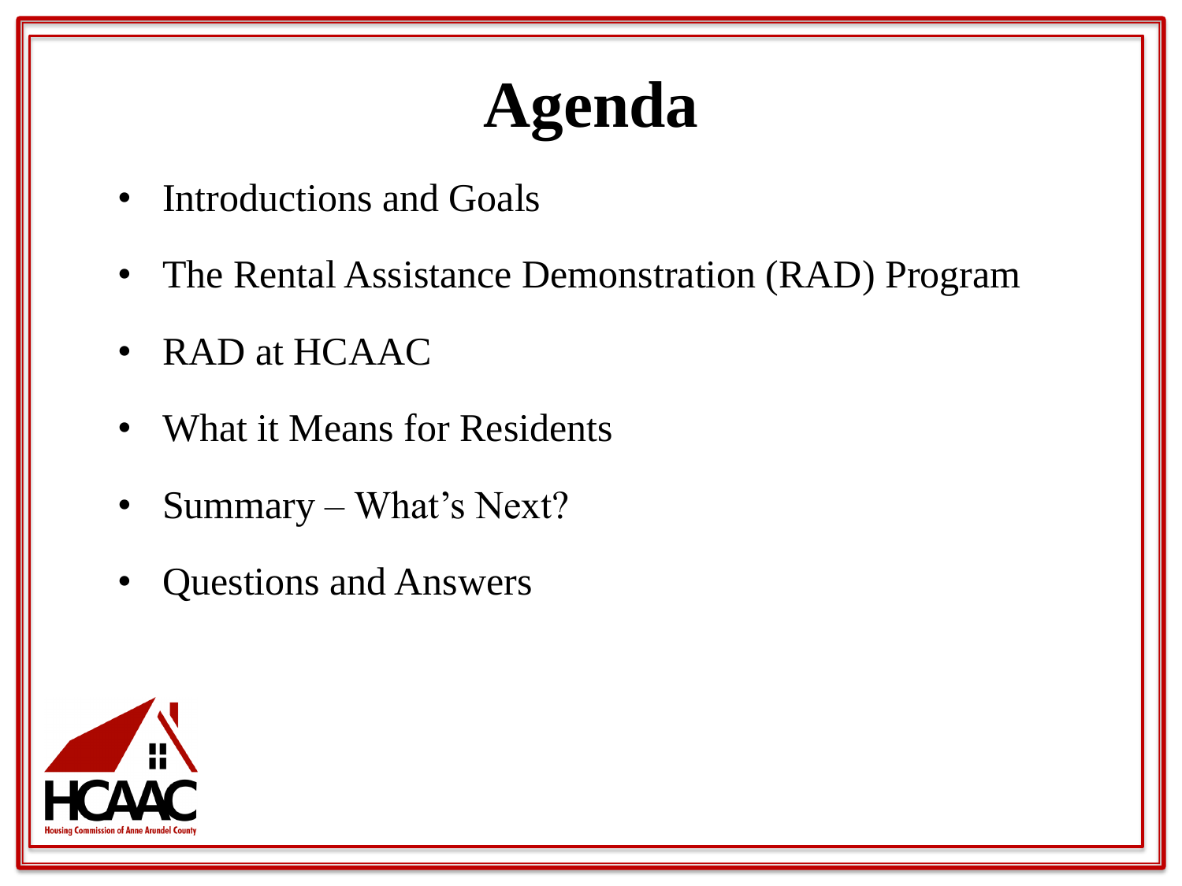# Agenda

- Introductions and Goals
- The Rental Assistance Demonstration (RAD) Program
- RAD at HCAAC
- What it Means for Residents
- Summary – What's Next?
- Questions and Answers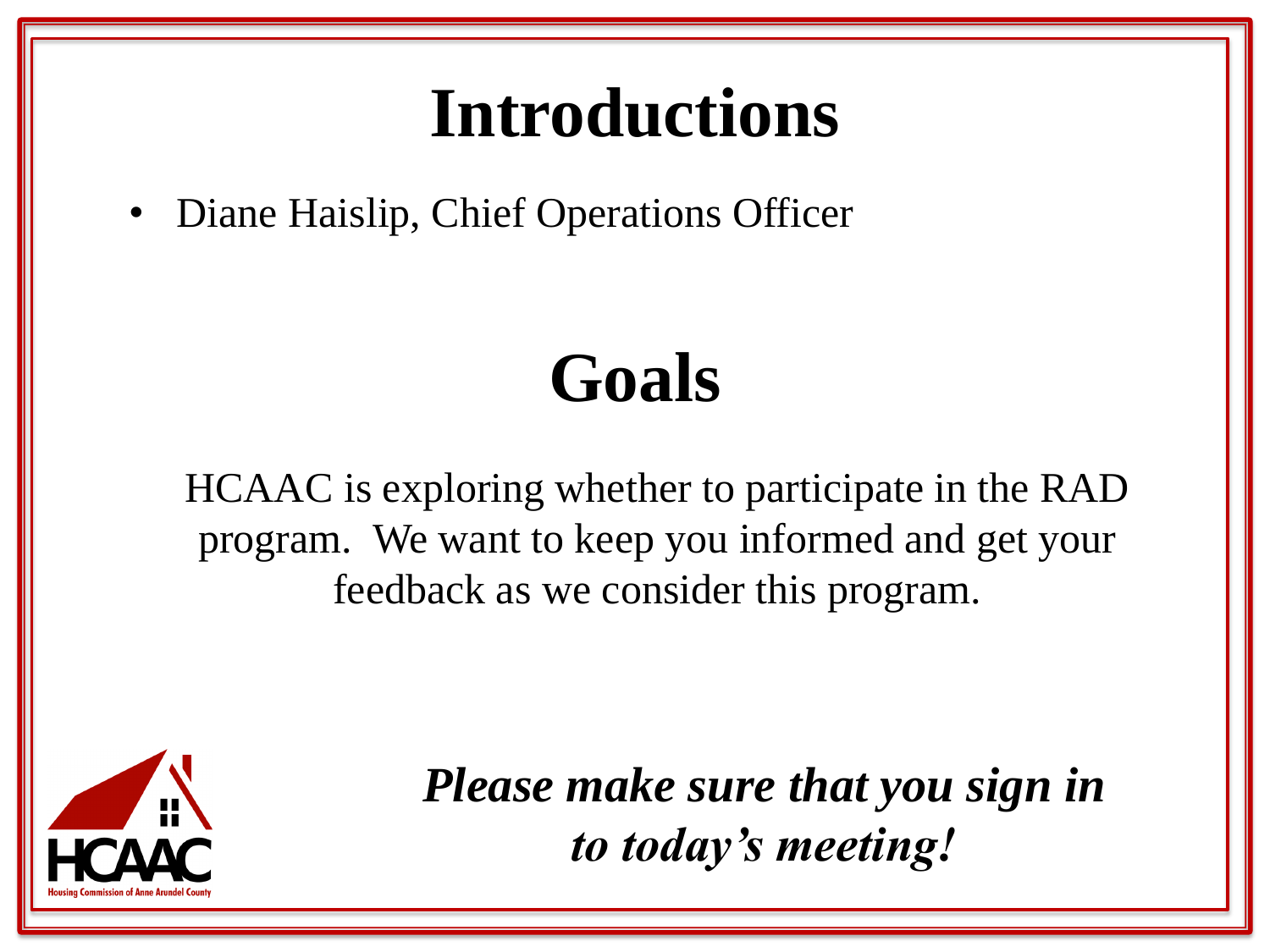# Introductions

- Diane Haislip, Chief Operations Officer

# Goals

HCAAC is exploring whether to participate in the RAD program. We want to keep you informed and get your feedback as we consider this program.

***Please make sure that you sign in to today's meeting!***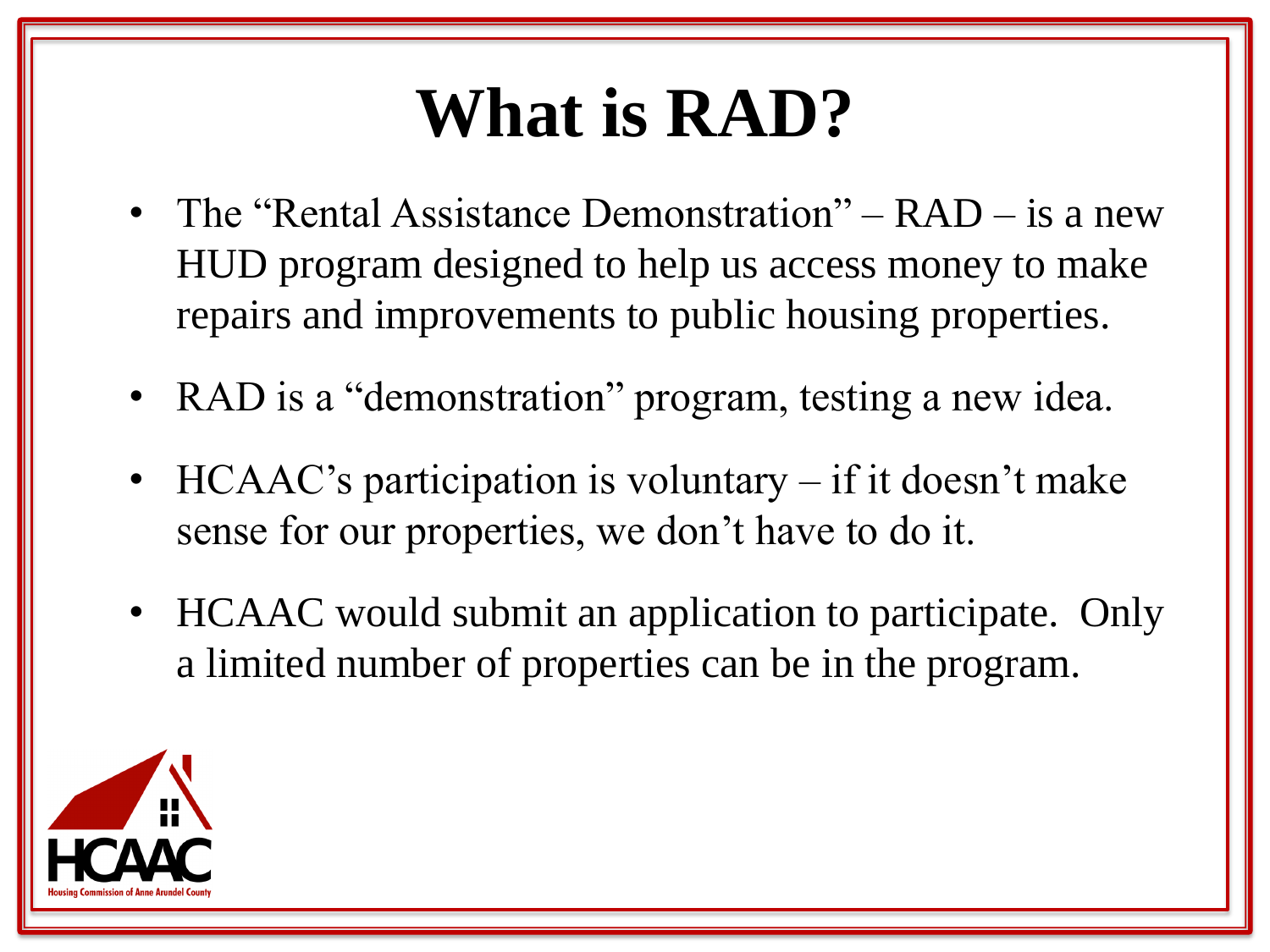# What is RAD?

- The “Rental Assistance Demonstration” – RAD – is a new HUD program designed to help us access money to make repairs and improvements to public housing properties.
- RAD is a “demonstration” program, testing a new idea.
- HCAAC’s participation is voluntary – if it doesn’t make sense for our properties, we don’t have to do it.
- HCAAC would submit an application to participate. Only a limited number of properties can be in the program.

HCAAC
Housing Commission of Anne Arundel County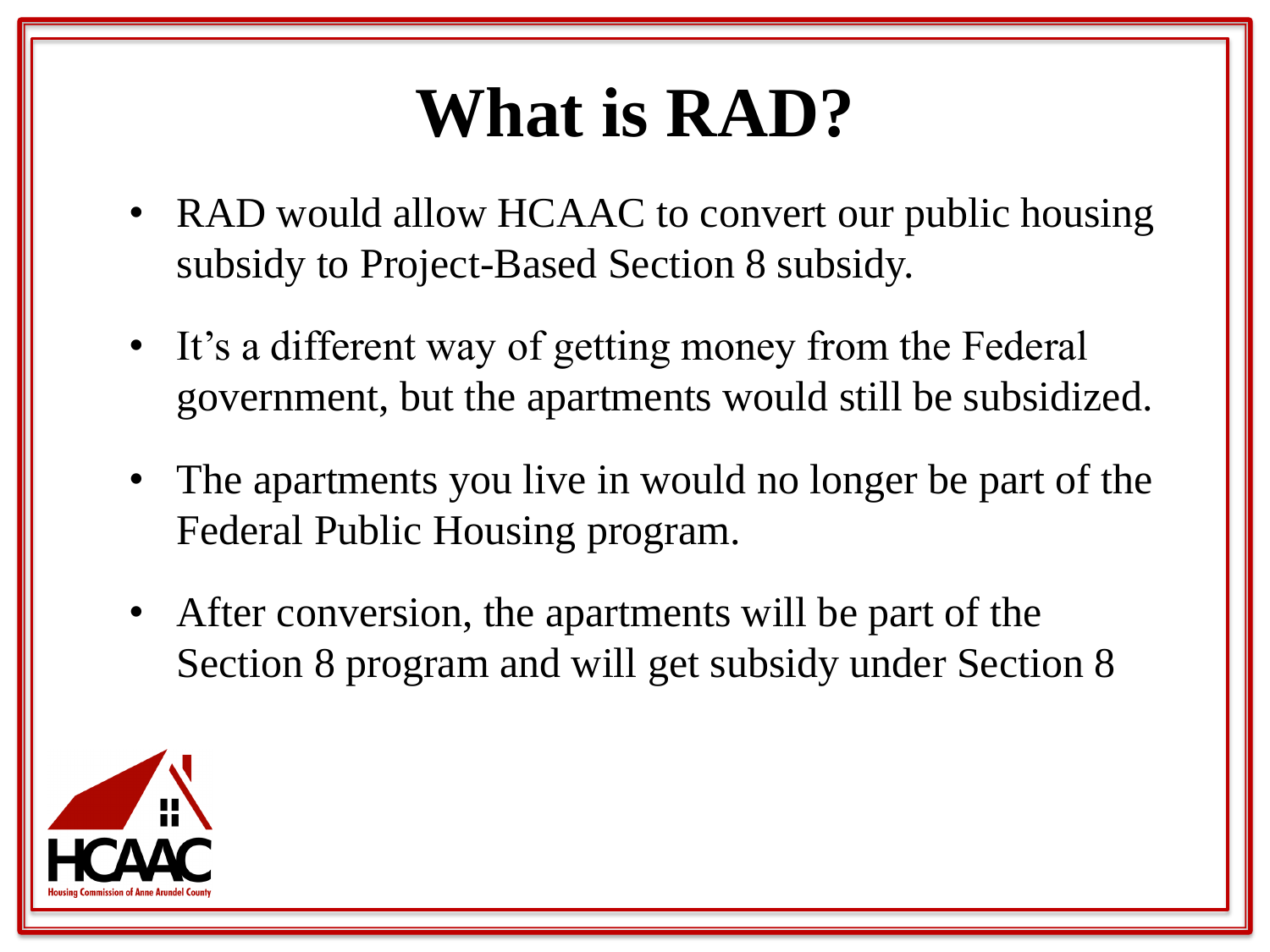# What is RAD?

- RAD would allow HCAAC to convert our public housing subsidy to Project-Based Section 8 subsidy.
- It's a different way of getting money from the Federal government, but the apartments would still be subsidized.
- The apartments you live in would no longer be part of the Federal Public Housing program.
- After conversion, the apartments will be part of the Section 8 program and will get subsidy under Section 8

HCAAC

Housing Commission of Anne Arundel County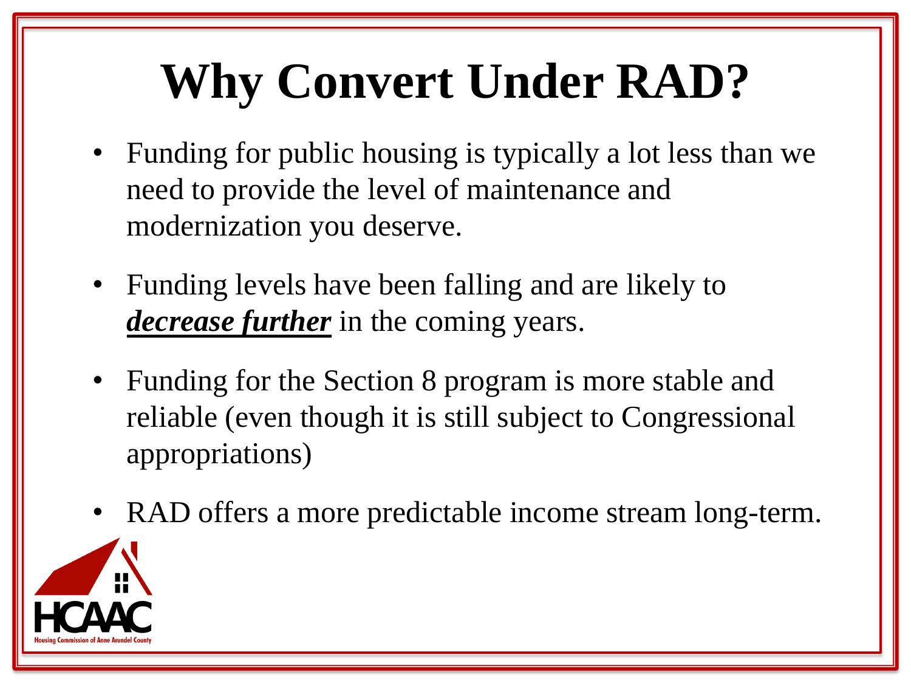# Why Convert Under RAD?

- Funding for public housing is typically a lot less than we need to provide the level of maintenance and modernization you deserve.
- Funding levels have been falling and are likely to ***decrease further*** in the coming years.
- Funding for the Section 8 program is more stable and reliable (even though it is still subject to Congressional appropriations)
- RAD offers a more predictable income stream long-term.

HCAAC
Housing Commission of Anne Arundel County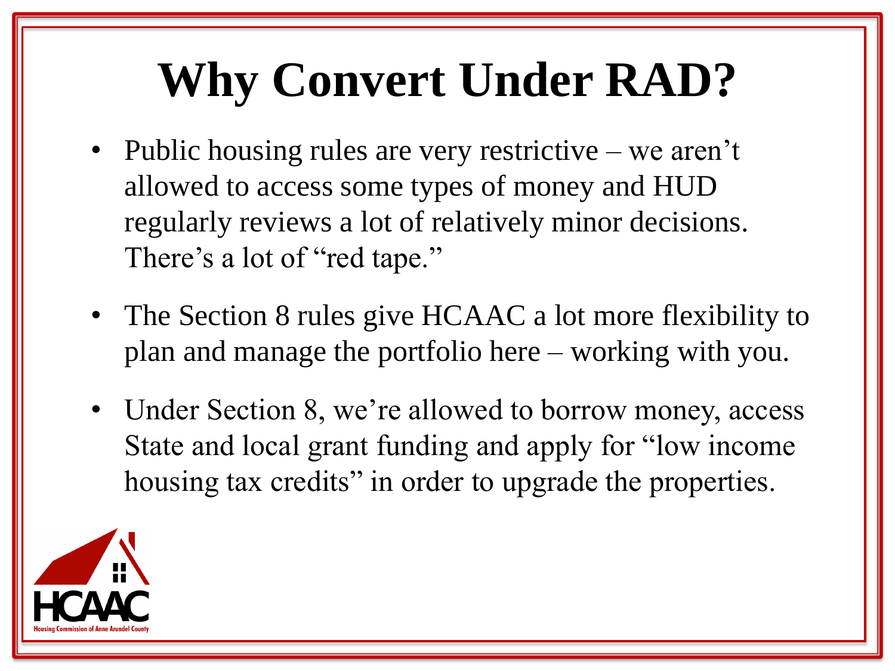# Why Convert Under RAD?

- Public housing rules are very restrictive – we aren't allowed to access some types of money and HUD regularly reviews a lot of relatively minor decisions. There's a lot of "red tape."
- The Section 8 rules give HCAAC a lot more flexibility to plan and manage the portfolio here – working with you.
- Under Section 8, we're allowed to borrow money, access State and local grant funding and apply for "low income housing tax credits" in order to upgrade the properties.

HCAAC
Housing Commission of Anne Arundel County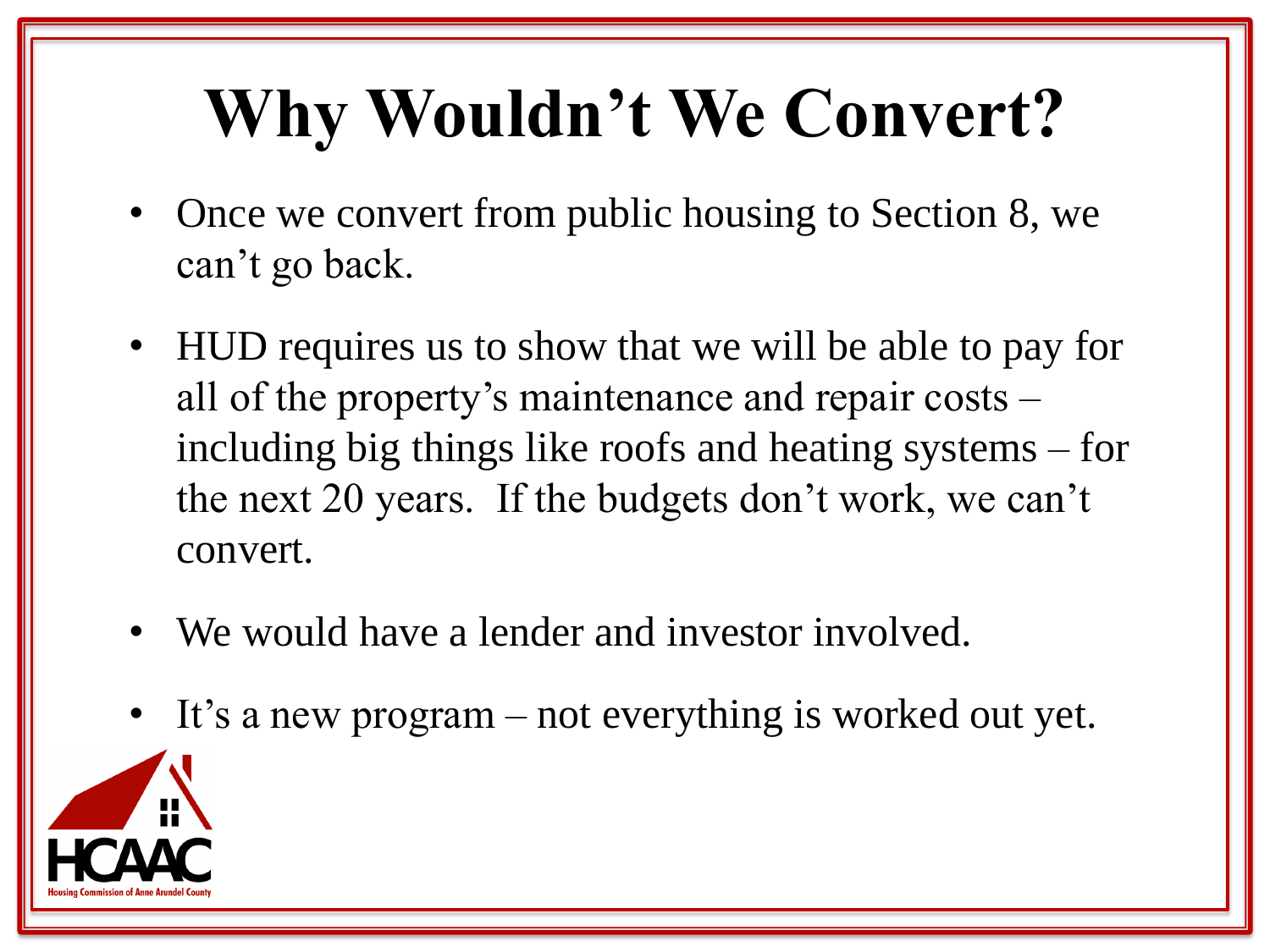# Why Wouldn't We Convert?

- Once we convert from public housing to Section 8, we can't go back.
- HUD requires us to show that we will be able to pay for all of the property's maintenance and repair costs – including big things like roofs and heating systems – for the next 20 years. If the budgets don't work, we can't convert.
- We would have a lender and investor involved.
- It's a new program – not everything is worked out yet.

HCAAC
Housing Commission of Anne Arundel County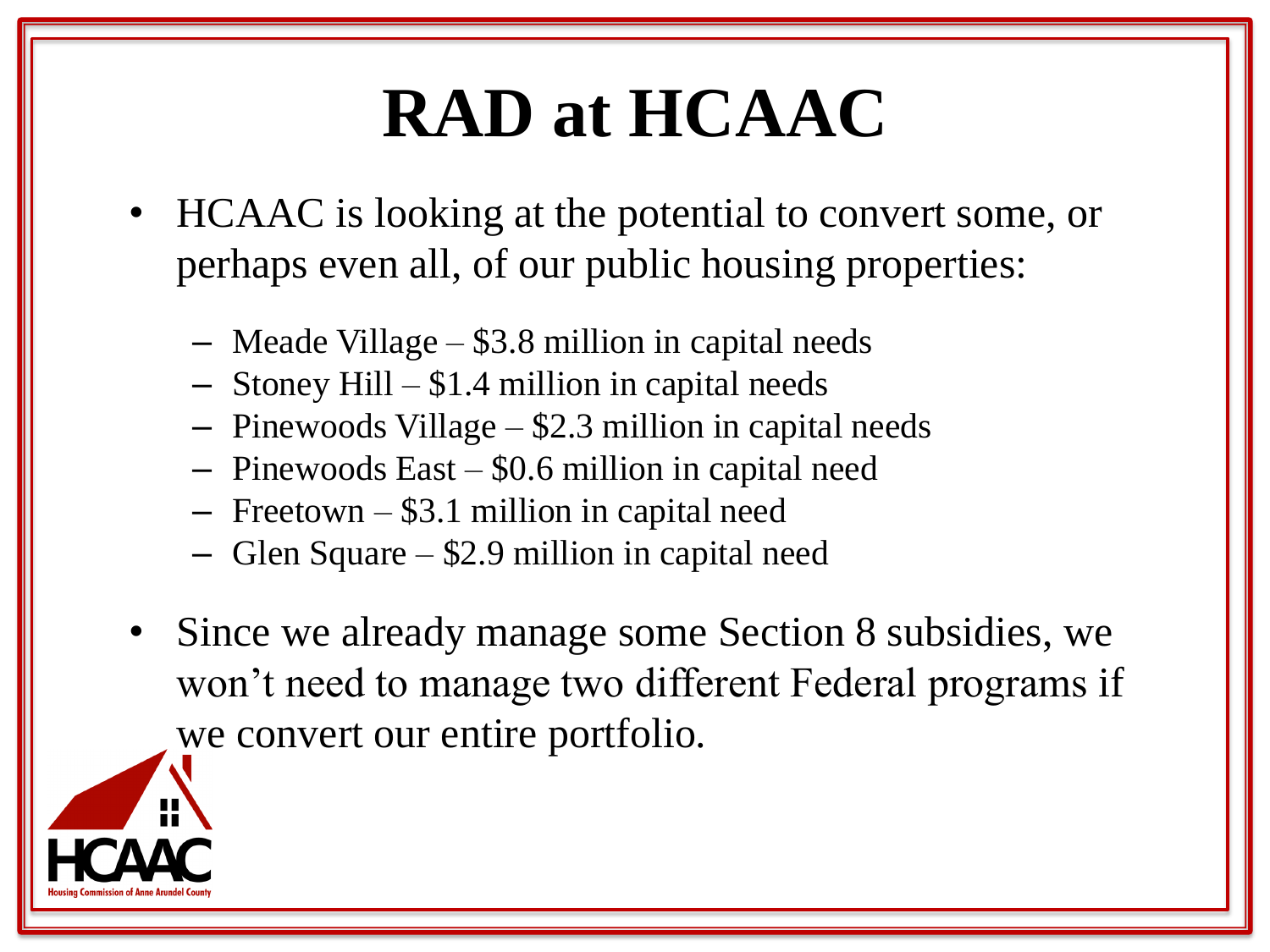# RAD at HCAAC

- HCAAC is looking at the potential to convert some, or perhaps even all, of our public housing properties:
  - Meade Village – $3.8 million in capital needs
  - Stoney Hill – $1.4 million in capital needs
  - Pinewoods Village – $2.3 million in capital needs
  - Pinewoods East – $0.6 million in capital need
  - Freetown – $3.1 million in capital need
  - Glen Square – $2.9 million in capital need
- Since we already manage some Section 8 subsidies, we won't need to manage two different Federal programs if we convert our entire portfolio.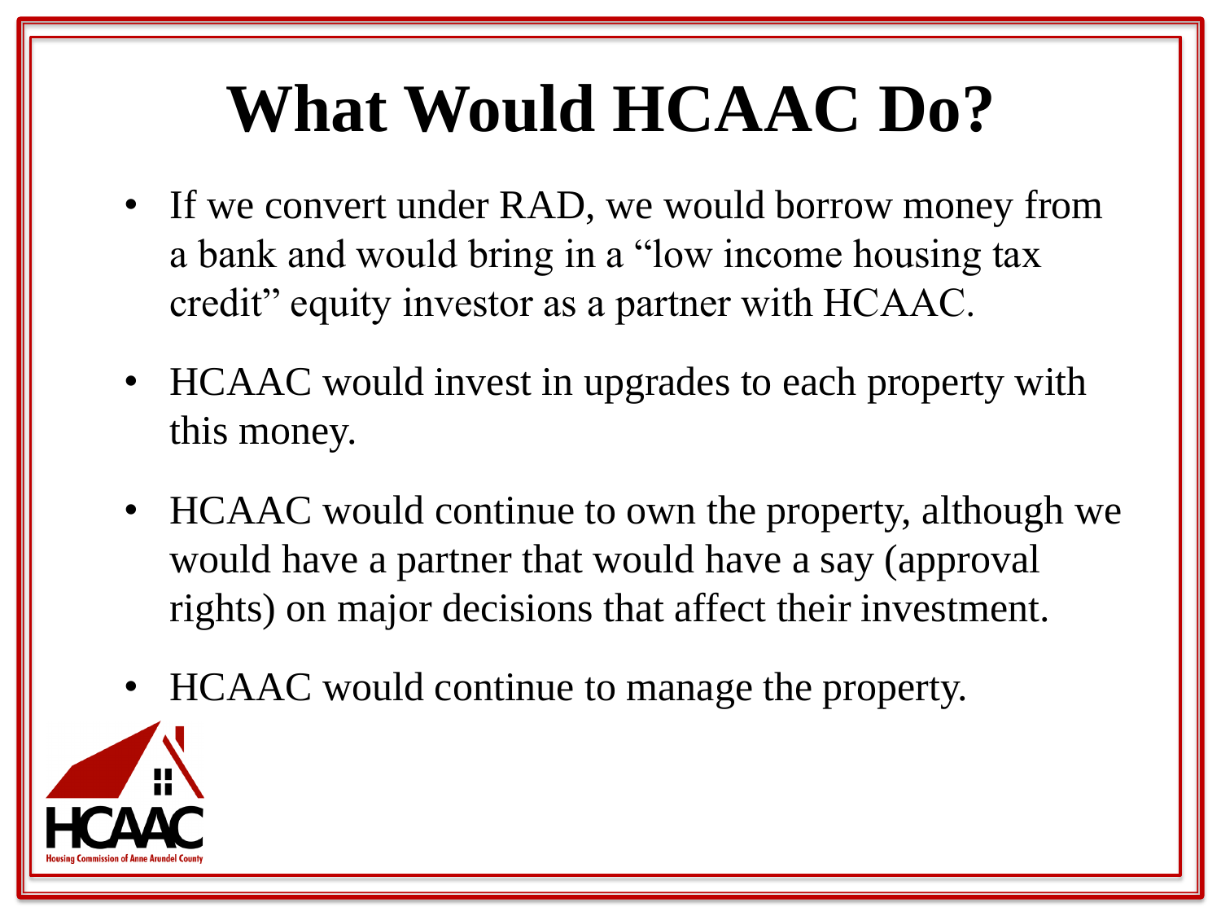# What Would HCAAC Do?

- If we convert under RAD, we would borrow money from a bank and would bring in a "low income housing tax credit" equity investor as a partner with HCAAC.
- HCAAC would invest in upgrades to each property with this money.
- HCAAC would continue to own the property, although we would have a partner that would have a say (approval rights) on major decisions that affect their investment.
- HCAAC would continue to manage the property.

HCAAC

Housing Commission of Anne Arundel County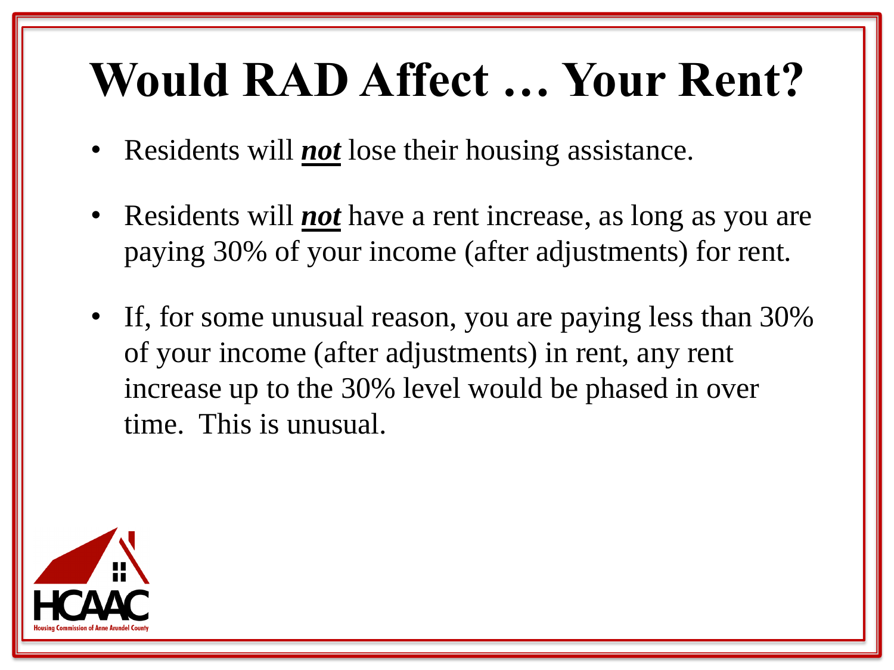# Would RAD Affect … Your Rent?

- Residents will ***<u>not</u>*** lose their housing assistance.
- Residents will ***<u>not</u>*** have a rent increase, as long as you are paying 30% of your income (after adjustments) for rent.
- If, for some unusual reason, you are paying less than 30% of your income (after adjustments) in rent, any rent increase up to the 30% level would be phased in over time. This is unusual.

HCAAC
Housing Commission of Anne Arundel County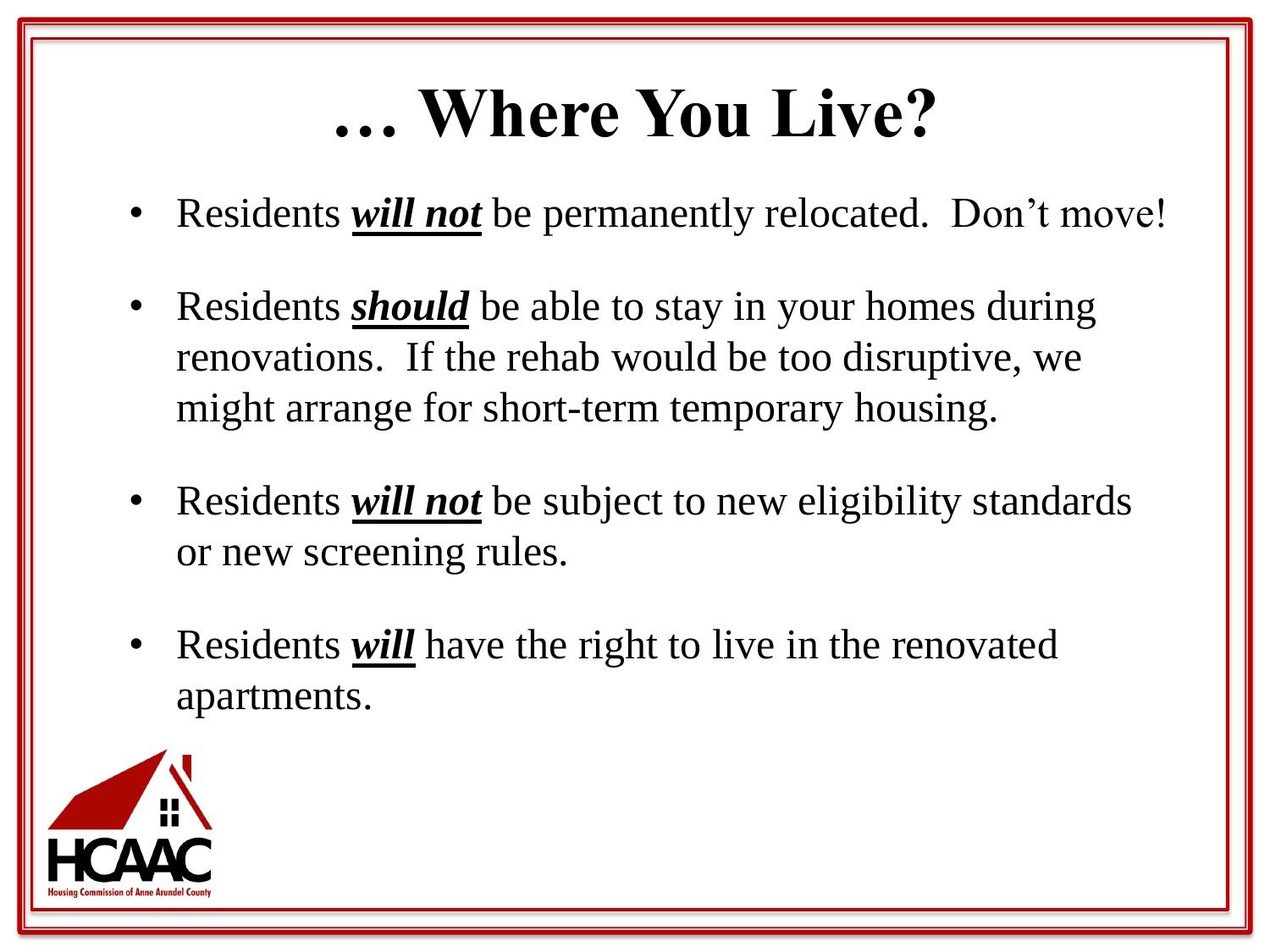# … Where You Live?

- Residents ***will not*** be permanently relocated. Don't move!
- Residents ***should*** be able to stay in your homes during renovations. If the rehab would be too disruptive, we might arrange for short-term temporary housing.
- Residents ***will not*** be subject to new eligibility standards or new screening rules.
- Residents ***will*** have the right to live in the renovated apartments.

HCAAC

Housing Commission of Anne Arundel County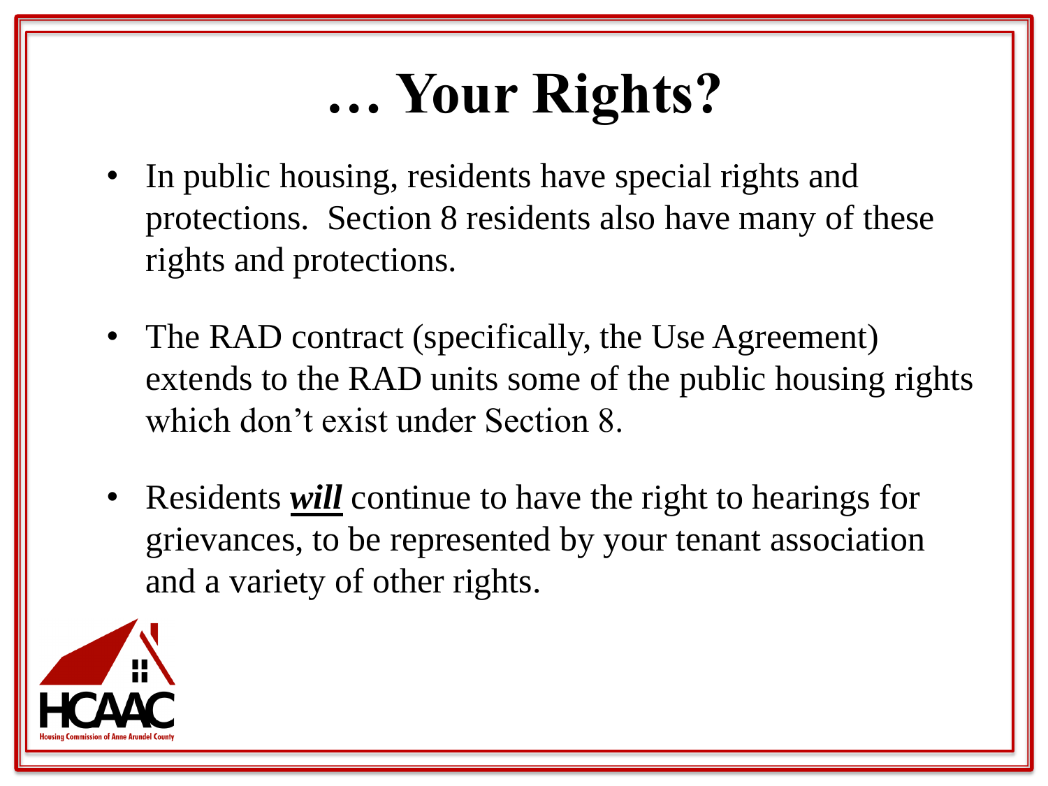# … Your Rights?

- In public housing, residents have special rights and protections.  Section 8 residents also have many of these rights and protections.
- The RAD contract (specifically, the Use Agreement) extends to the RAD units some of the public housing rights which don't exist under Section 8.
- Residents ***will*** continue to have the right to hearings for grievances, to be represented by your tenant association and a variety of other rights.

HCAAC
Housing Commission of Anne Arundel County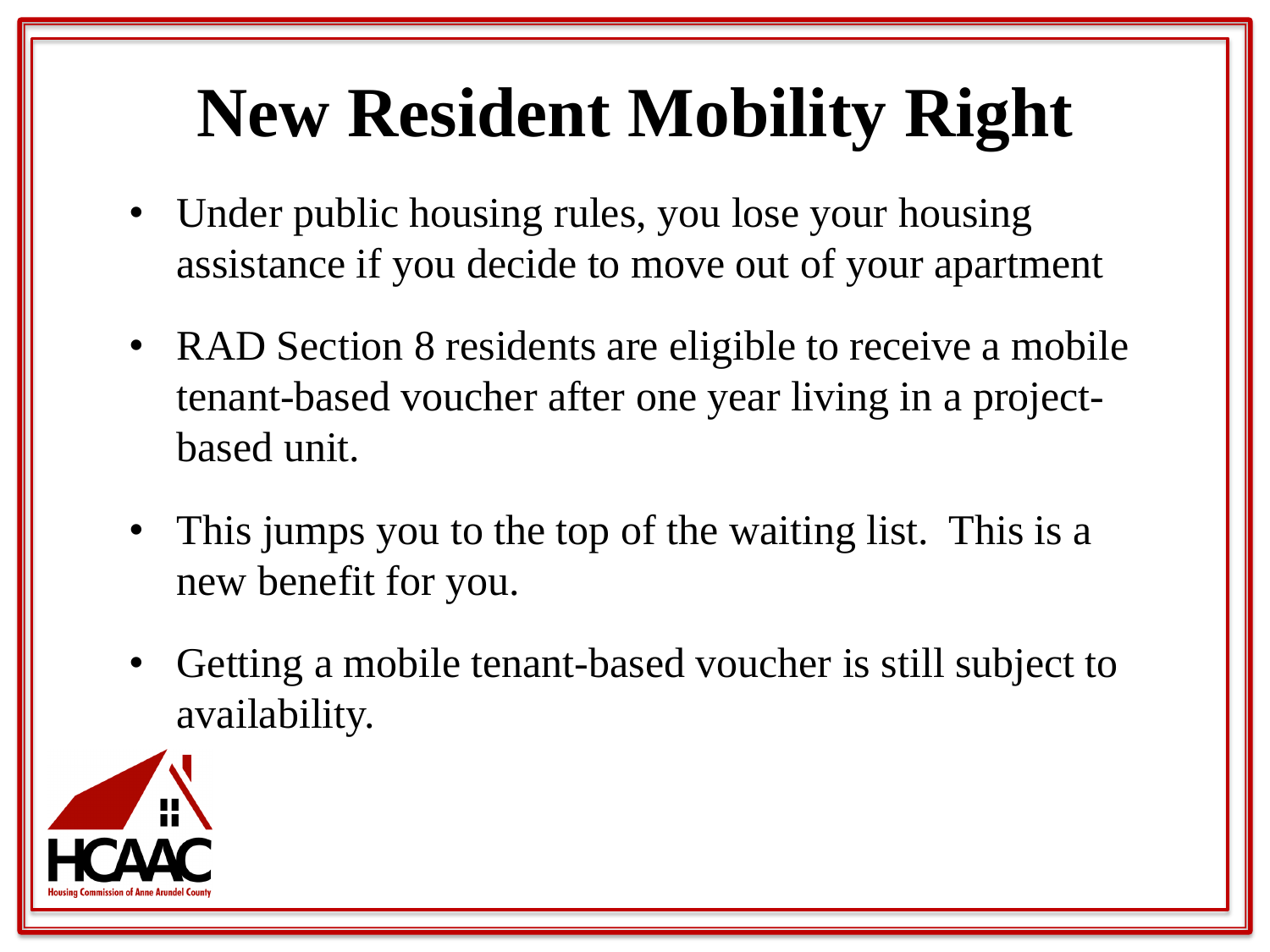# New Resident Mobility Right

- Under public housing rules, you lose your housing assistance if you decide to move out of your apartment
- RAD Section 8 residents are eligible to receive a mobile tenant-based voucher after one year living in a project-based unit.
- This jumps you to the top of the waiting list.  This is a new benefit for you.
- Getting a mobile tenant-based voucher is still subject to availability.

HCAAC
Housing Commission of Anne Arundel County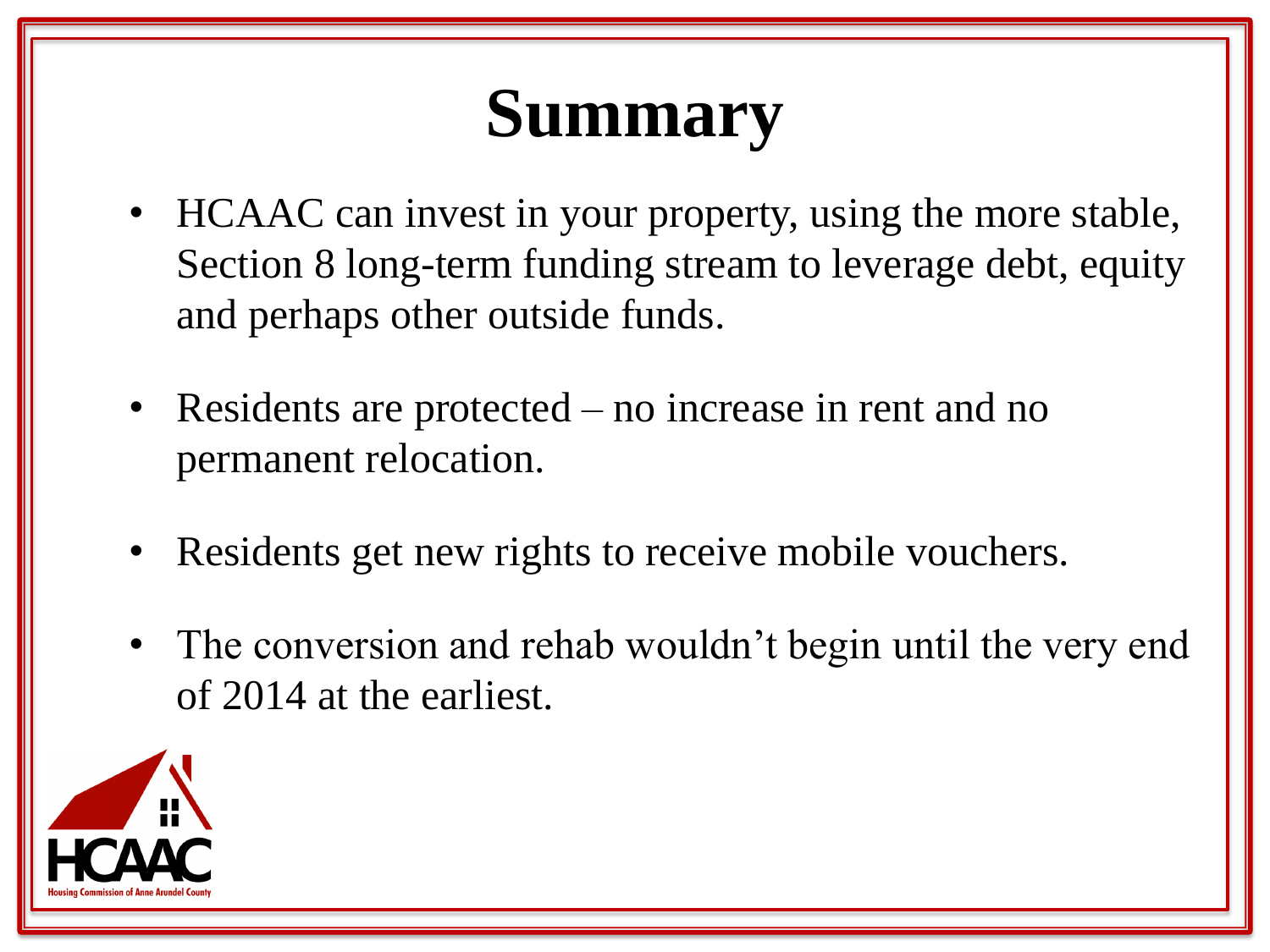# Summary

- HCAAC can invest in your property, using the more stable, Section 8 long-term funding stream to leverage debt, equity and perhaps other outside funds.
- Residents are protected – no increase in rent and no permanent relocation.
- Residents get new rights to receive mobile vouchers.
- The conversion and rehab wouldn't begin until the very end of 2014 at the earliest.

HCAAC
Housing Commission of Anne Arundel County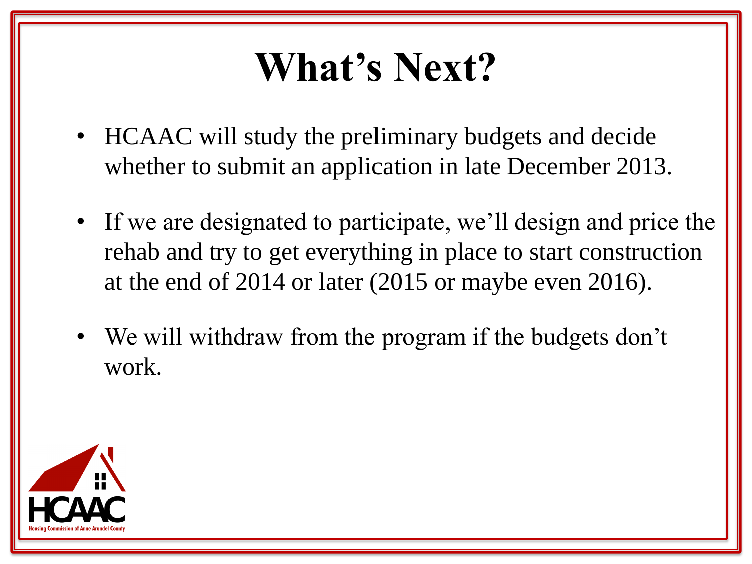# What's Next?

- HCAAC will study the preliminary budgets and decide whether to submit an application in late December 2013.
- If we are designated to participate, we'll design and price the rehab and try to get everything in place to start construction at the end of 2014 or later (2015 or maybe even 2016).
- We will withdraw from the program if the budgets don't work.

HCAAC
Housing Commission of Anne Arundel County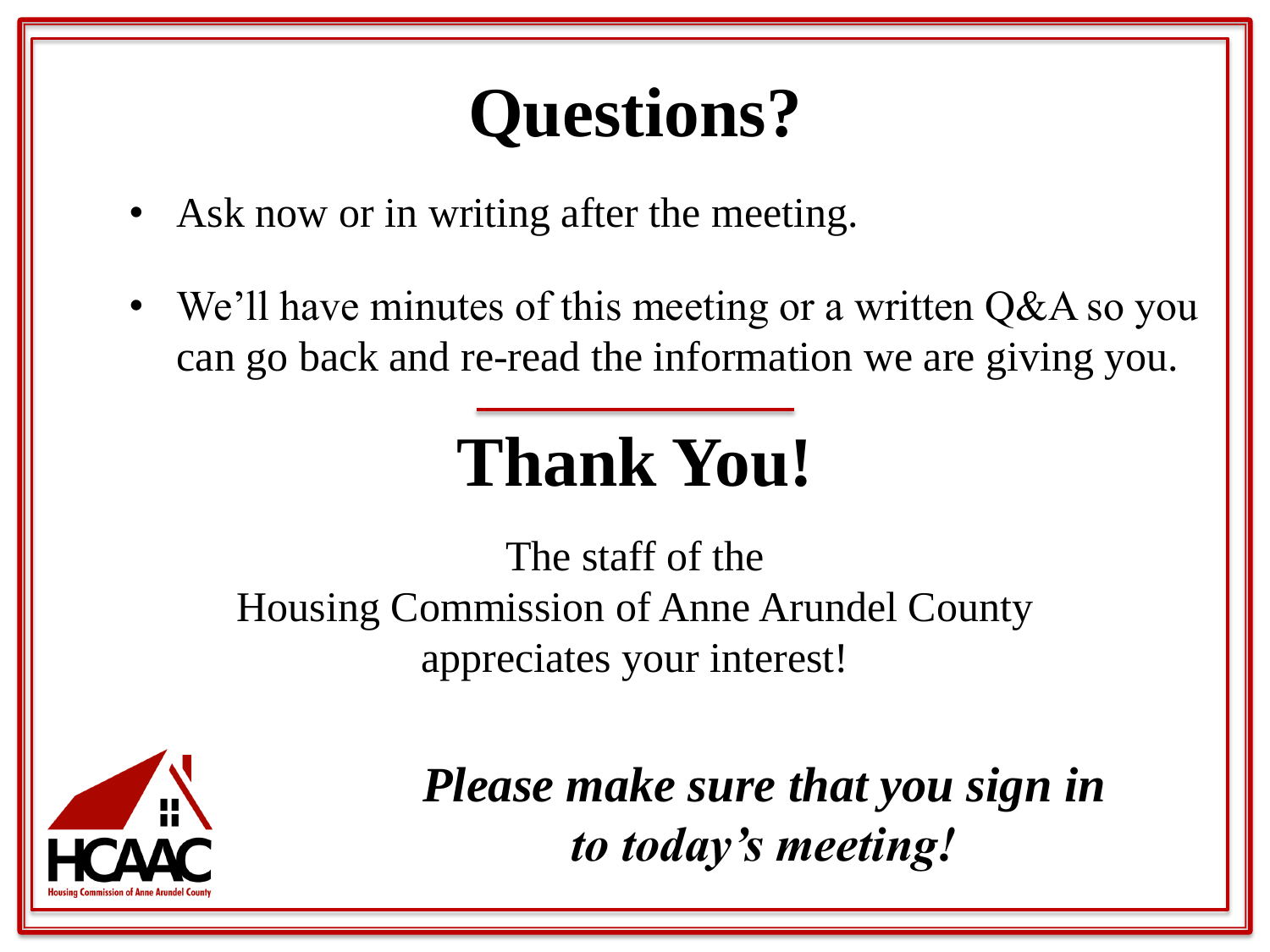# Questions?

- Ask now or in writing after the meeting.
- We'll have minutes of this meeting or a written Q&A so you can go back and re-read the information we are giving you.

# Thank You!

The staff of the
Housing Commission of Anne Arundel County
appreciates your interest!

HCAAC
Housing Commission of Anne Arundel County

***Please make sure that you sign in to today's meeting!***